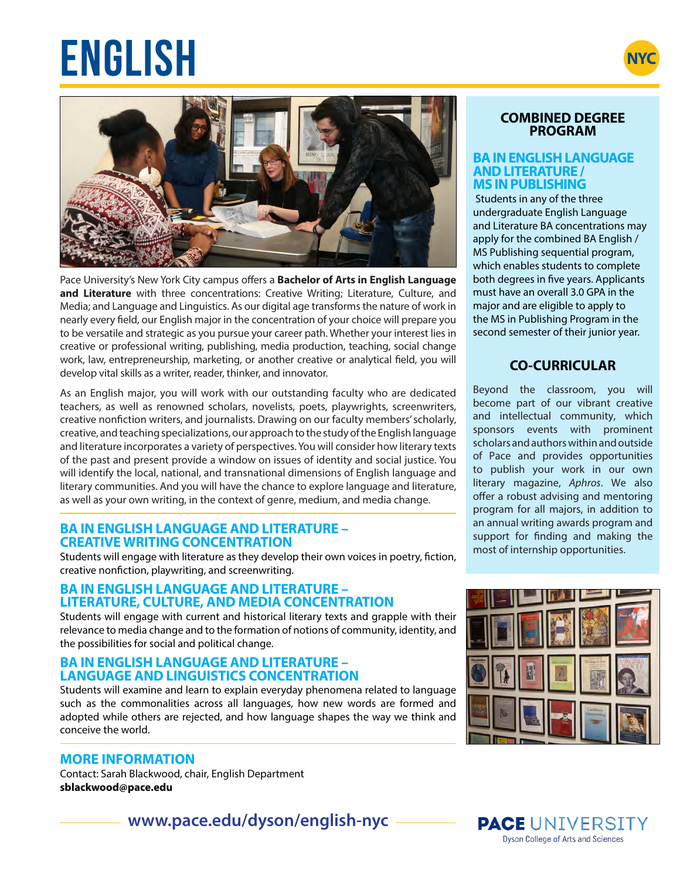# ENGLISH

NYC

Pace University's New York City campus offers a **Bachelor of Arts in English Language and Literature** with three concentrations: Creative Writing; Literature, Culture, and Media; and Language and Linguistics. As our digital age transforms the nature of work in nearly every field, our English major in the concentration of your choice will prepare you to be versatile and strategic as you pursue your career path. Whether your interest lies in creative or professional writing, publishing, media production, teaching, social change work, law, entrepreneurship, marketing, or another creative or analytical field, you will develop vital skills as a writer, reader, thinker, and innovator.

As an English major, you will work with our outstanding faculty who are dedicated teachers, as well as renowned scholars, novelists, poets, playwrights, screenwriters, creative nonfiction writers, and journalists. Drawing on our faculty members' scholarly, creative, and teaching specializations, our approach to the study of the English language and literature incorporates a variety of perspectives. You will consider how literary texts of the past and present provide a window on issues of identity and social justice. You will identify the local, national, and transnational dimensions of English language and literary communities. And you will have the chance to explore language and literature, as well as your own writing, in the context of genre, medium, and media change.

## BA IN ENGLISH LANGUAGE AND LITERATURE – CREATIVE WRITING CONCENTRATION

Students will engage with literature as they develop their own voices in poetry, fiction, creative nonfiction, playwriting, and screenwriting.

## BA IN ENGLISH LANGUAGE AND LITERATURE – LITERATURE, CULTURE, AND MEDIA CONCENTRATION

Students will engage with current and historical literary texts and grapple with their relevance to media change and to the formation of notions of community, identity, and the possibilities for social and political change.

## BA IN ENGLISH LANGUAGE AND LITERATURE – LANGUAGE AND LINGUISTICS CONCENTRATION

Students will examine and learn to explain everyday phenomena related to language such as the commonalities across all languages, how new words are formed and adopted while others are rejected, and how language shapes the way we think and conceive the world.

## MORE INFORMATION

Contact: Sarah Blackwood, chair, English Department
**sblackwood@pace.edu**

## COMBINED DEGREE PROGRAM

### BA IN ENGLISH LANGUAGE AND LITERATURE / MS IN PUBLISHING

Students in any of the three undergraduate English Language and Literature BA concentrations may apply for the combined BA English / MS Publishing sequential program, which enables students to complete both degrees in five years. Applicants must have an overall 3.0 GPA in the major and are eligible to apply to the MS in Publishing Program in the second semester of their junior year.

## CO-CURRICULAR

Beyond the classroom, you will become part of our vibrant creative and intellectual community, which sponsors events with prominent scholars and authors within and outside of Pace and provides opportunities to publish your work in our own literary magazine, *Aphros*. We also offer a robust advising and mentoring program for all majors, in addition to an annual writing awards program and support for finding and making the most of internship opportunities.

**www.pace.edu/dyson/english-nyc**

**PACE** UNIVERSITY
Dyson College of Arts and Sciences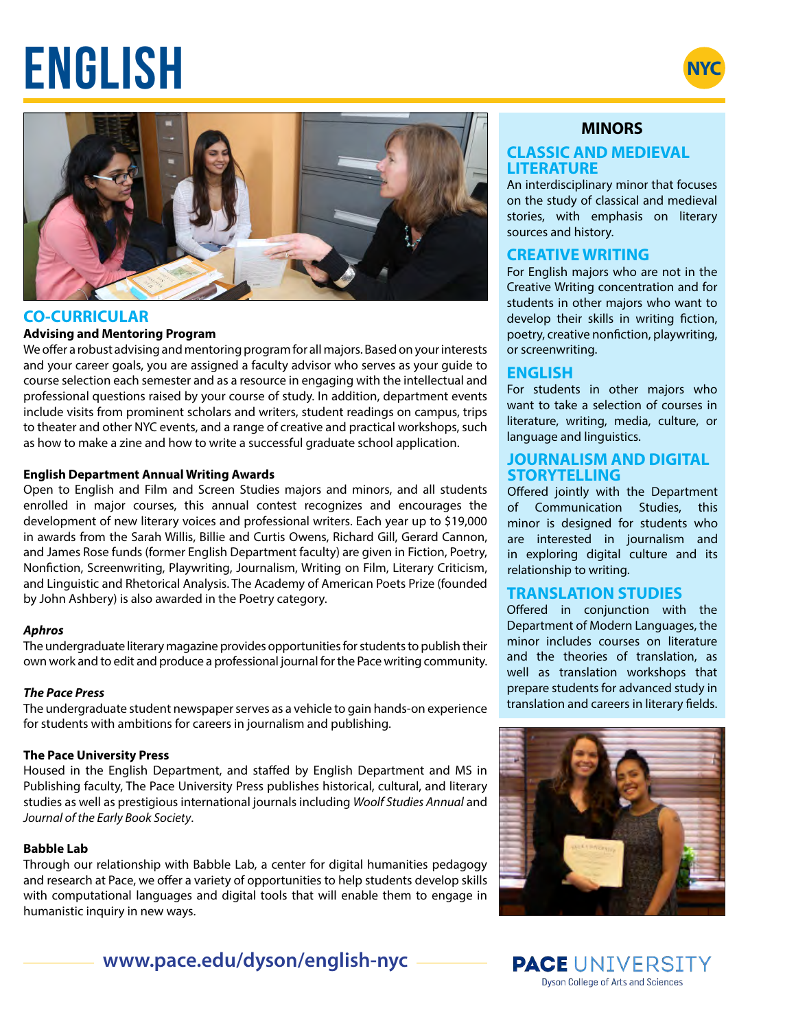# ENGLISH

NYC

## CO-CURRICULAR

**Advising and Mentoring Program**

We offer a robust advising and mentoring program for all majors. Based on your interests and your career goals, you are assigned a faculty advisor who serves as your guide to course selection each semester and as a resource in engaging with the intellectual and professional questions raised by your course of study. In addition, department events include visits from prominent scholars and writers, student readings on campus, trips to theater and other NYC events, and a range of creative and practical workshops, such as how to make a zine and how to write a successful graduate school application.

**English Department Annual Writing Awards**

Open to English and Film and Screen Studies majors and minors, and all students enrolled in major courses, this annual contest recognizes and encourages the development of new literary voices and professional writers. Each year up to $19,000 in awards from the Sarah Willis, Billie and Curtis Owens, Richard Gill, Gerard Cannon, and James Rose funds (former English Department faculty) are given in Fiction, Poetry, Nonfiction, Screenwriting, Playwriting, Journalism, Writing on Film, Literary Criticism, and Linguistic and Rhetorical Analysis. The Academy of American Poets Prize (founded by John Ashbery) is also awarded in the Poetry category.

***Aphros***

The undergraduate literary magazine provides opportunities for students to publish their own work and to edit and produce a professional journal for the Pace writing community.

***The Pace Press***

The undergraduate student newspaper serves as a vehicle to gain hands-on experience for students with ambitions for careers in journalism and publishing.

**The Pace University Press**

Housed in the English Department, and staffed by English Department and MS in Publishing faculty, The Pace University Press publishes historical, cultural, and literary studies as well as prestigious international journals including *Woolf Studies Annual* and *Journal of the Early Book Society*.

**Babble Lab**

Through our relationship with Babble Lab, a center for digital humanities pedagogy and research at Pace, we offer a variety of opportunities to help students develop skills with computational languages and digital tools that will enable them to engage in humanistic inquiry in new ways.

## MINORS

### CLASSIC AND MEDIEVAL LITERATURE

An interdisciplinary minor that focuses on the study of classical and medieval stories, with emphasis on literary sources and history.

### CREATIVE WRITING

For English majors who are not in the Creative Writing concentration and for students in other majors who want to develop their skills in writing fiction, poetry, creative nonfiction, playwriting, or screenwriting.

### ENGLISH

For students in other majors who want to take a selection of courses in literature, writing, media, culture, or language and linguistics.

### JOURNALISM AND DIGITAL STORYTELLING

Offered jointly with the Department of Communication Studies, this minor is designed for students who are interested in journalism and in exploring digital culture and its relationship to writing.

### TRANSLATION STUDIES

Offered in conjunction with the Department of Modern Languages, the minor includes courses on literature and the theories of translation, as well as translation workshops that prepare students for advanced study in translation and careers in literary fields.

www.pace.edu/dyson/english-nyc

PACE UNIVERSITY
Dyson College of Arts and Sciences